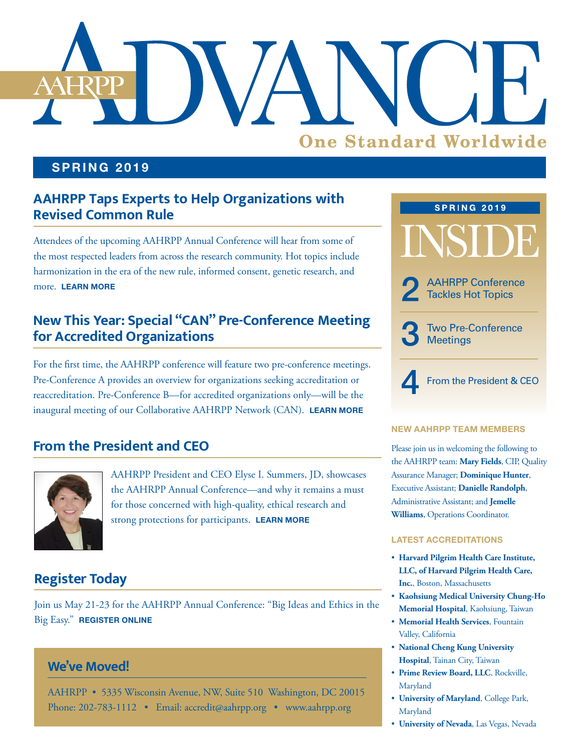# AAHRPP ADVANCE

**One Standard Worldwide**

**SPRING 2019**

## AAHRPP Taps Experts to Help Organizations with Revised Common Rule

Attendees of the upcoming AAHRPP Annual Conference will hear from some of the most respected leaders from across the research community. Hot topics include harmonization in the era of the new rule, informed consent, genetic research, and more. **LEARN MORE**

## New This Year: Special "CAN" Pre-Conference Meeting for Accredited Organizations

For the first time, the AAHRPP conference will feature two pre-conference meetings. Pre-Conference A provides an overview for organizations seeking accreditation or reaccreditation. Pre-Conference B—for accredited organizations only—will be the inaugural meeting of our Collaborative AAHRPP Network (CAN). **LEARN MORE**

## From the President and CEO

AAHRPP President and CEO Elyse I. Summers, JD, showcases the AAHRPP Annual Conference—and why it remains a must for those concerned with high-quality, ethical research and strong protections for participants. **LEARN MORE**

## Register Today

Join us May 21-23 for the AAHRPP Annual Conference: "Big Ideas and Ethics in the Big Easy." **REGISTER ONLINE**

## We've Moved!

AAHRPP • 5335 Wisconsin Avenue, NW, Suite 510 Washington, DC 20015
Phone: 202-783-1112 • Email: accredit@aahrpp.org • www.aahrpp.org

---

**SPRING 2019**

## INSIDE

- **2** AAHRPP Conference Tackles Hot Topics
- **3** Two Pre-Conference Meetings
- **4** From the President & CEO

### NEW AAHRPP TEAM MEMBERS

Please join us in welcoming the following to the AAHRPP team: **Mary Fields**, CIP, Quality Assurance Manager; **Dominique Hunter**, Executive Assistant; **Danielle Randolph**, Administrative Assistant; and **Jemelle Williams**, Operations Coordinator.

### LATEST ACCREDITATIONS

- **Harvard Pilgrim Health Care Institute, LLC, of Harvard Pilgrim Health Care, Inc.**, Boston, Massachusetts
- **Kaohsiung Medical University Chung-Ho Memorial Hospital**, Kaohsiung, Taiwan
- **Memorial Health Services**, Fountain Valley, California
- **National Cheng Kung University Hospital**, Tainan City, Taiwan
- **Prime Review Board, LLC**, Rockville, Maryland
- **University of Maryland**, College Park, Maryland
- **University of Nevada**, Las Vegas, Nevada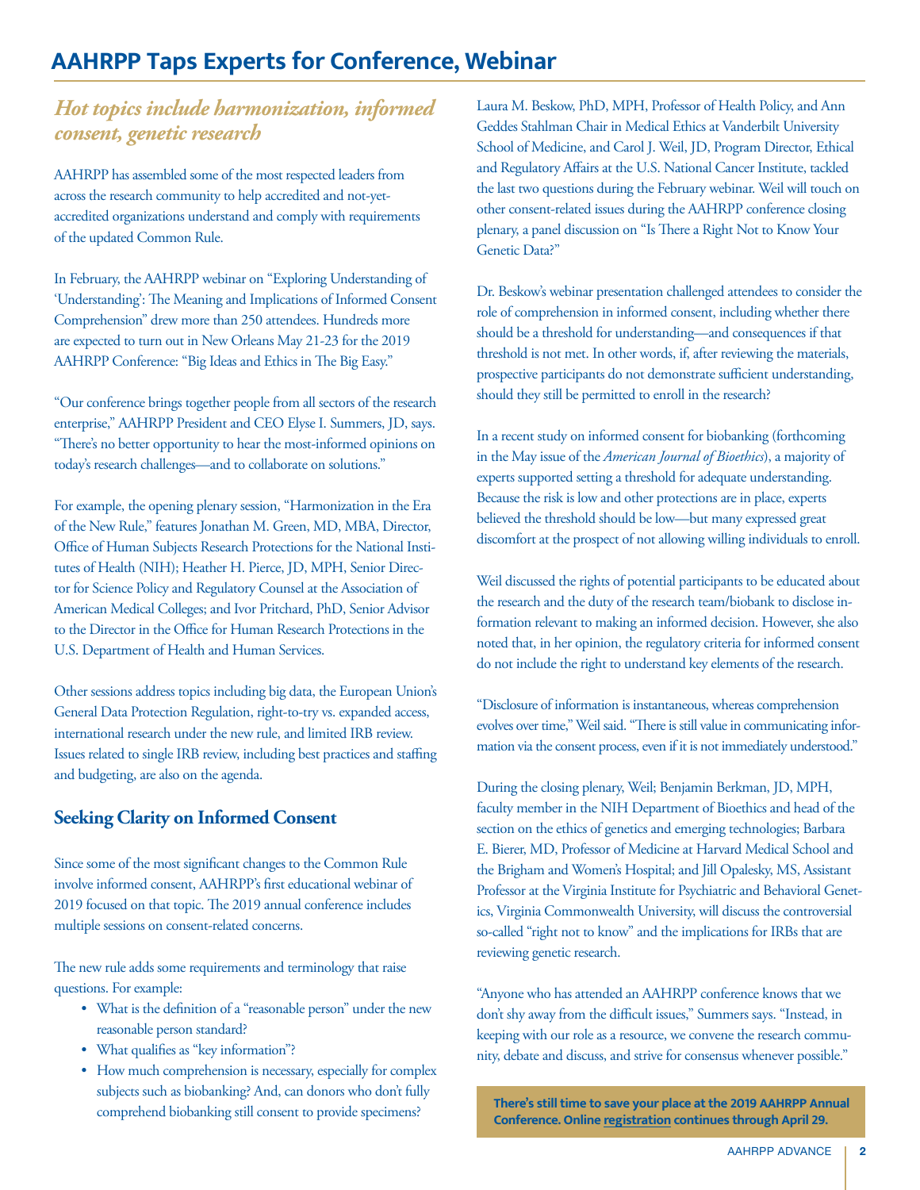# AAHRPP Taps Experts for Conference, Webinar

## *Hot topics include harmonization, informed consent, genetic research*

AAHRPP has assembled some of the most respected leaders from across the research community to help accredited and not-yet-accredited organizations understand and comply with requirements of the updated Common Rule.

In February, the AAHRPP webinar on "Exploring Understanding of 'Understanding': The Meaning and Implications of Informed Consent Comprehension" drew more than 250 attendees. Hundreds more are expected to turn out in New Orleans May 21-23 for the 2019 AAHRPP Conference: "Big Ideas and Ethics in The Big Easy."

"Our conference brings together people from all sectors of the research enterprise," AAHRPP President and CEO Elyse I. Summers, JD, says. "There's no better opportunity to hear the most-informed opinions on today's research challenges—and to collaborate on solutions."

For example, the opening plenary session, "Harmonization in the Era of the New Rule," features Jonathan M. Green, MD, MBA, Director, Office of Human Subjects Research Protections for the National Institutes of Health (NIH); Heather H. Pierce, JD, MPH, Senior Director for Science Policy and Regulatory Counsel at the Association of American Medical Colleges; and Ivor Pritchard, PhD, Senior Advisor to the Director in the Office for Human Research Protections in the U.S. Department of Health and Human Services.

Other sessions address topics including big data, the European Union's General Data Protection Regulation, right-to-try vs. expanded access, international research under the new rule, and limited IRB review. Issues related to single IRB review, including best practices and staffing and budgeting, are also on the agenda.

### Seeking Clarity on Informed Consent

Since some of the most significant changes to the Common Rule involve informed consent, AAHRPP's first educational webinar of 2019 focused on that topic. The 2019 annual conference includes multiple sessions on consent-related concerns.

The new rule adds some requirements and terminology that raise questions. For example:

- What is the definition of a "reasonable person" under the new reasonable person standard?
- What qualifies as "key information"?
- How much comprehension is necessary, especially for complex subjects such as biobanking? And, can donors who don't fully comprehend biobanking still consent to provide specimens?

Laura M. Beskow, PhD, MPH, Professor of Health Policy, and Ann Geddes Stahlman Chair in Medical Ethics at Vanderbilt University School of Medicine, and Carol J. Weil, JD, Program Director, Ethical and Regulatory Affairs at the U.S. National Cancer Institute, tackled the last two questions during the February webinar. Weil will touch on other consent-related issues during the AAHRPP conference closing plenary, a panel discussion on "Is There a Right Not to Know Your Genetic Data?"

Dr. Beskow's webinar presentation challenged attendees to consider the role of comprehension in informed consent, including whether there should be a threshold for understanding—and consequences if that threshold is not met. In other words, if, after reviewing the materials, prospective participants do not demonstrate sufficient understanding, should they still be permitted to enroll in the research?

In a recent study on informed consent for biobanking (forthcoming in the May issue of the *American Journal of Bioethics*), a majority of experts supported setting a threshold for adequate understanding. Because the risk is low and other protections are in place, experts believed the threshold should be low—but many expressed great discomfort at the prospect of not allowing willing individuals to enroll.

Weil discussed the rights of potential participants to be educated about the research and the duty of the research team/biobank to disclose information relevant to making an informed decision. However, she also noted that, in her opinion, the regulatory criteria for informed consent do not include the right to understand key elements of the research.

"Disclosure of information is instantaneous, whereas comprehension evolves over time," Weil said. "There is still value in communicating information via the consent process, even if it is not immediately understood."

During the closing plenary, Weil; Benjamin Berkman, JD, MPH, faculty member in the NIH Department of Bioethics and head of the section on the ethics of genetics and emerging technologies; Barbara E. Bierer, MD, Professor of Medicine at Harvard Medical School and the Brigham and Women's Hospital; and Jill Opalesky, MS, Assistant Professor at the Virginia Institute for Psychiatric and Behavioral Genetics, Virginia Commonwealth University, will discuss the controversial so-called "right not to know" and the implications for IRBs that are reviewing genetic research.

"Anyone who has attended an AAHRPP conference knows that we don't shy away from the difficult issues," Summers says. "Instead, in keeping with our role as a resource, we convene the research community, debate and discuss, and strive for consensus whenever possible."

**There's still time to save your place at the 2019 AAHRPP Annual Conference. Online registration continues through April 29.**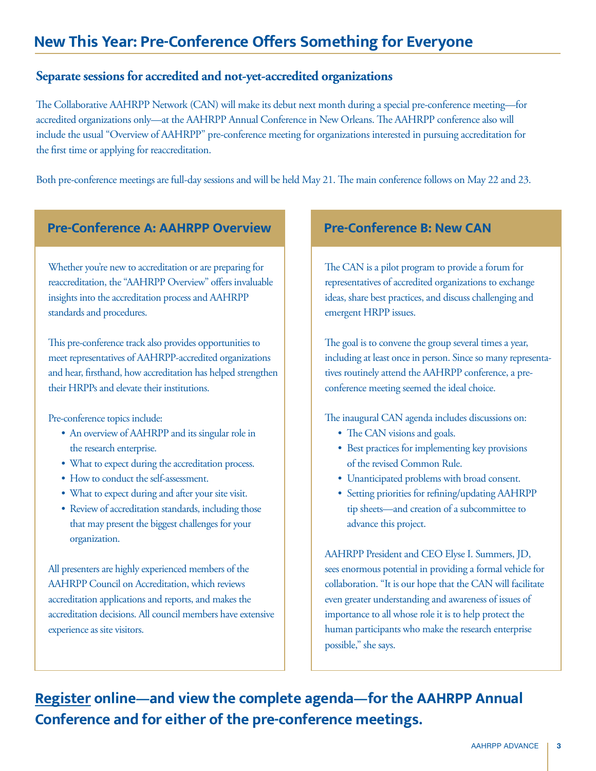# New This Year: Pre-Conference Offers Something for Everyone

### Separate sessions for accredited and not-yet-accredited organizations

The Collaborative AAHRPP Network (CAN) will make its debut next month during a special pre-conference meeting—for accredited organizations only—at the AAHRPP Annual Conference in New Orleans. The AAHRPP conference also will include the usual "Overview of AAHRPP" pre-conference meeting for organizations interested in pursuing accreditation for the first time or applying for reaccreditation.

Both pre-conference meetings are full-day sessions and will be held May 21. The main conference follows on May 22 and 23.

## Pre-Conference A: AAHRPP Overview

Whether you're new to accreditation or are preparing for reaccreditation, the "AAHRPP Overview" offers invaluable insights into the accreditation process and AAHRPP standards and procedures.

This pre-conference track also provides opportunities to meet representatives of AAHRPP-accredited organizations and hear, firsthand, how accreditation has helped strengthen their HRPPs and elevate their institutions.

Pre-conference topics include:

- An overview of AAHRPP and its singular role in the research enterprise.
- What to expect during the accreditation process.
- How to conduct the self-assessment.
- What to expect during and after your site visit.
- Review of accreditation standards, including those that may present the biggest challenges for your organization.

All presenters are highly experienced members of the AAHRPP Council on Accreditation, which reviews accreditation applications and reports, and makes the accreditation decisions. All council members have extensive experience as site visitors.

## Pre-Conference B: New CAN

The CAN is a pilot program to provide a forum for representatives of accredited organizations to exchange ideas, share best practices, and discuss challenging and emergent HRPP issues.

The goal is to convene the group several times a year, including at least once in person. Since so many representatives routinely attend the AAHRPP conference, a pre-conference meeting seemed the ideal choice.

The inaugural CAN agenda includes discussions on:

- The CAN visions and goals.
- Best practices for implementing key provisions of the revised Common Rule.
- Unanticipated problems with broad consent.
- Setting priorities for refining/updating AAHRPP tip sheets—and creation of a subcommittee to advance this project.

AAHRPP President and CEO Elyse I. Summers, JD, sees enormous potential in providing a formal vehicle for collaboration. "It is our hope that the CAN will facilitate even greater understanding and awareness of issues of importance to all whose role it is to help protect the human participants who make the research enterprise possible," she says.

**Register online—and view the complete agenda—for the AAHRPP Annual Conference and for either of the pre-conference meetings.**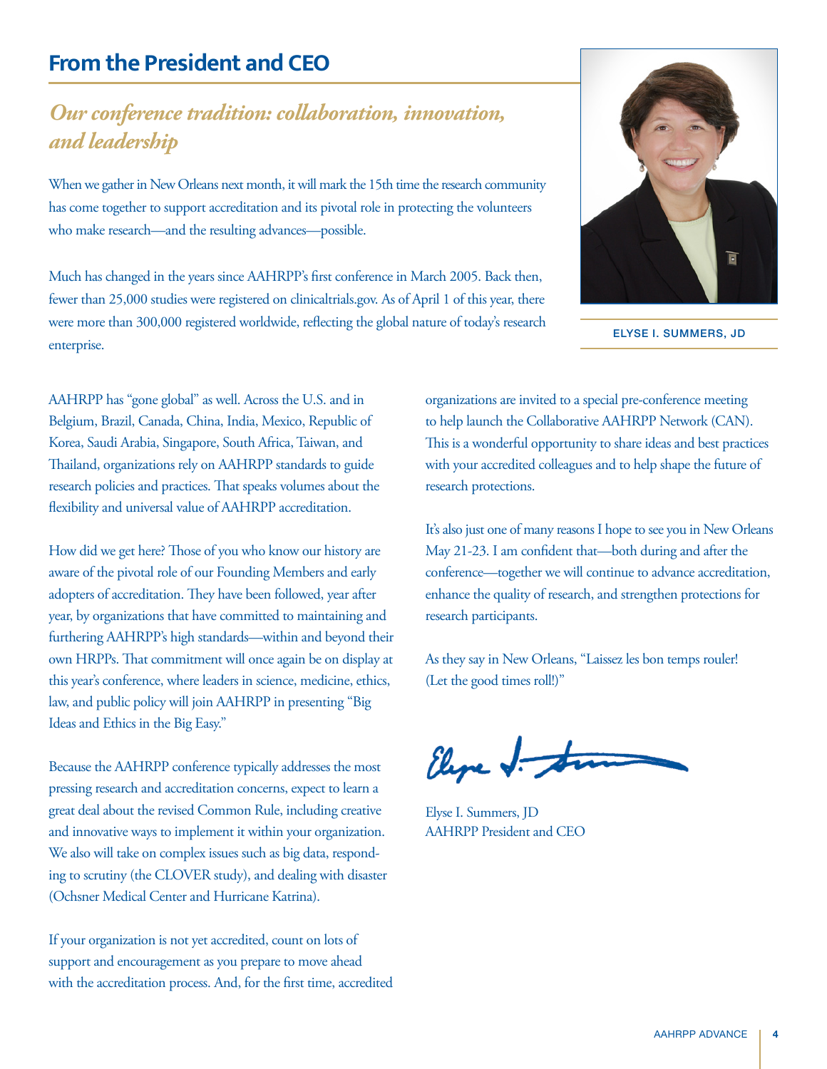## From the President and CEO

### *Our conference tradition: collaboration, innovation, and leadership*

When we gather in New Orleans next month, it will mark the 15th time the research community has come together to support accreditation and its pivotal role in protecting the volunteers who make research—and the resulting advances—possible.

Much has changed in the years since AAHRPP's first conference in March 2005. Back then, fewer than 25,000 studies were registered on clinicaltrials.gov. As of April 1 of this year, there were more than 300,000 registered worldwide, reflecting the global nature of today's research enterprise.

ELYSE I. SUMMERS, JD

AAHRPP has "gone global" as well. Across the U.S. and in Belgium, Brazil, Canada, China, India, Mexico, Republic of Korea, Saudi Arabia, Singapore, South Africa, Taiwan, and Thailand, organizations rely on AAHRPP standards to guide research policies and practices. That speaks volumes about the flexibility and universal value of AAHRPP accreditation.

How did we get here? Those of you who know our history are aware of the pivotal role of our Founding Members and early adopters of accreditation. They have been followed, year after year, by organizations that have committed to maintaining and furthering AAHRPP's high standards—within and beyond their own HRPPs. That commitment will once again be on display at this year's conference, where leaders in science, medicine, ethics, law, and public policy will join AAHRPP in presenting "Big Ideas and Ethics in the Big Easy."

Because the AAHRPP conference typically addresses the most pressing research and accreditation concerns, expect to learn a great deal about the revised Common Rule, including creative and innovative ways to implement it within your organization. We also will take on complex issues such as big data, responding to scrutiny (the CLOVER study), and dealing with disaster (Ochsner Medical Center and Hurricane Katrina).

If your organization is not yet accredited, count on lots of support and encouragement as you prepare to move ahead with the accreditation process. And, for the first time, accredited organizations are invited to a special pre-conference meeting to help launch the Collaborative AAHRPP Network (CAN). This is a wonderful opportunity to share ideas and best practices with your accredited colleagues and to help shape the future of research protections.

It's also just one of many reasons I hope to see you in New Orleans May 21-23. I am confident that—both during and after the conference—together we will continue to advance accreditation, enhance the quality of research, and strengthen protections for research participants.

As they say in New Orleans, "Laissez les bon temps rouler! (Let the good times roll!)"

Elyse I. Summers, JD
AAHRPP President and CEO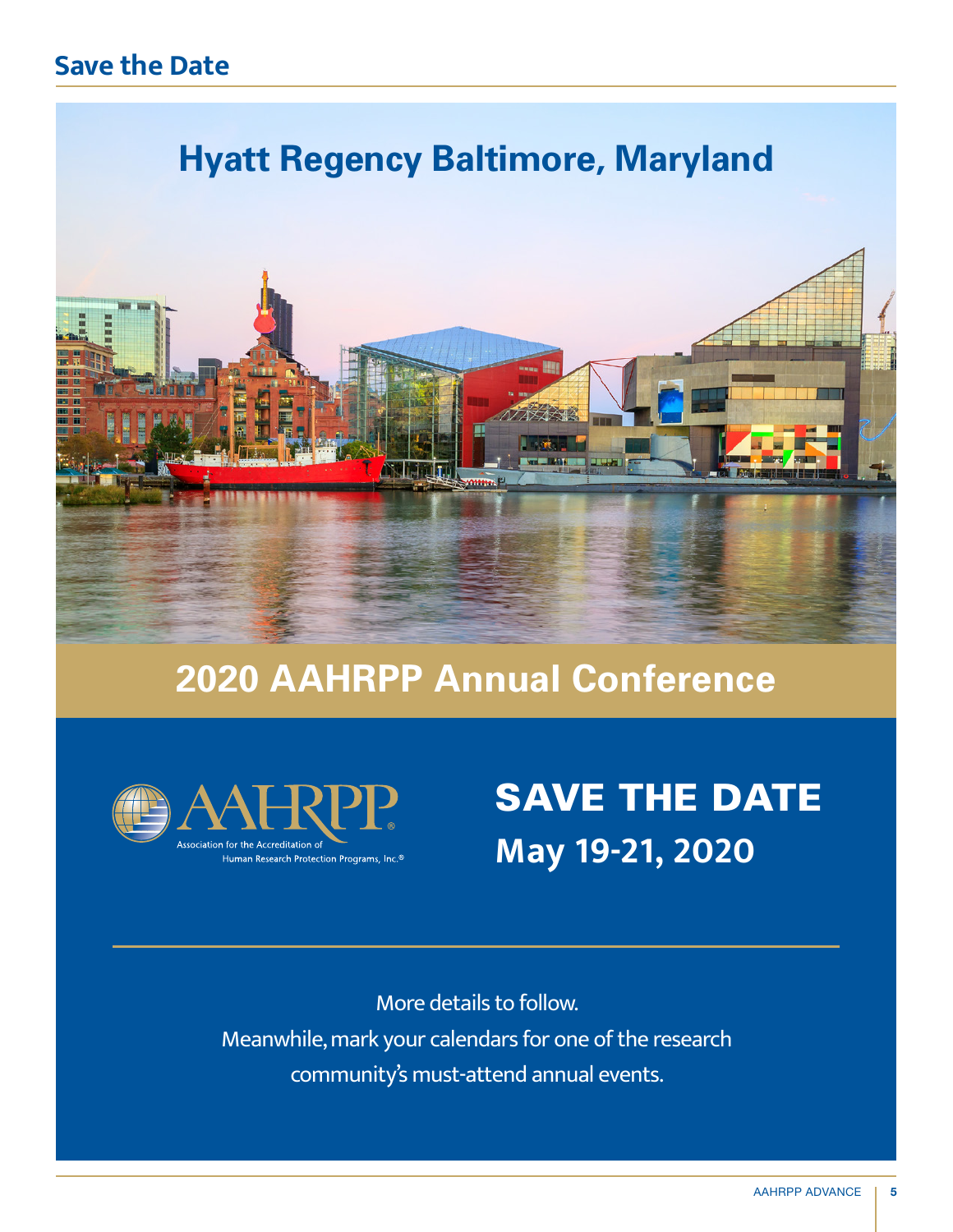## Save the Date

# Hyatt Regency Baltimore, Maryland

## 2020 AAHRPP Annual Conference

AAHRPP®
Association for the Accreditation of Human Research Protection Programs, Inc.®

## SAVE THE DATE

### May 19-21, 2020

More details to follow.
Meanwhile, mark your calendars for one of the research community's must-attend annual events.